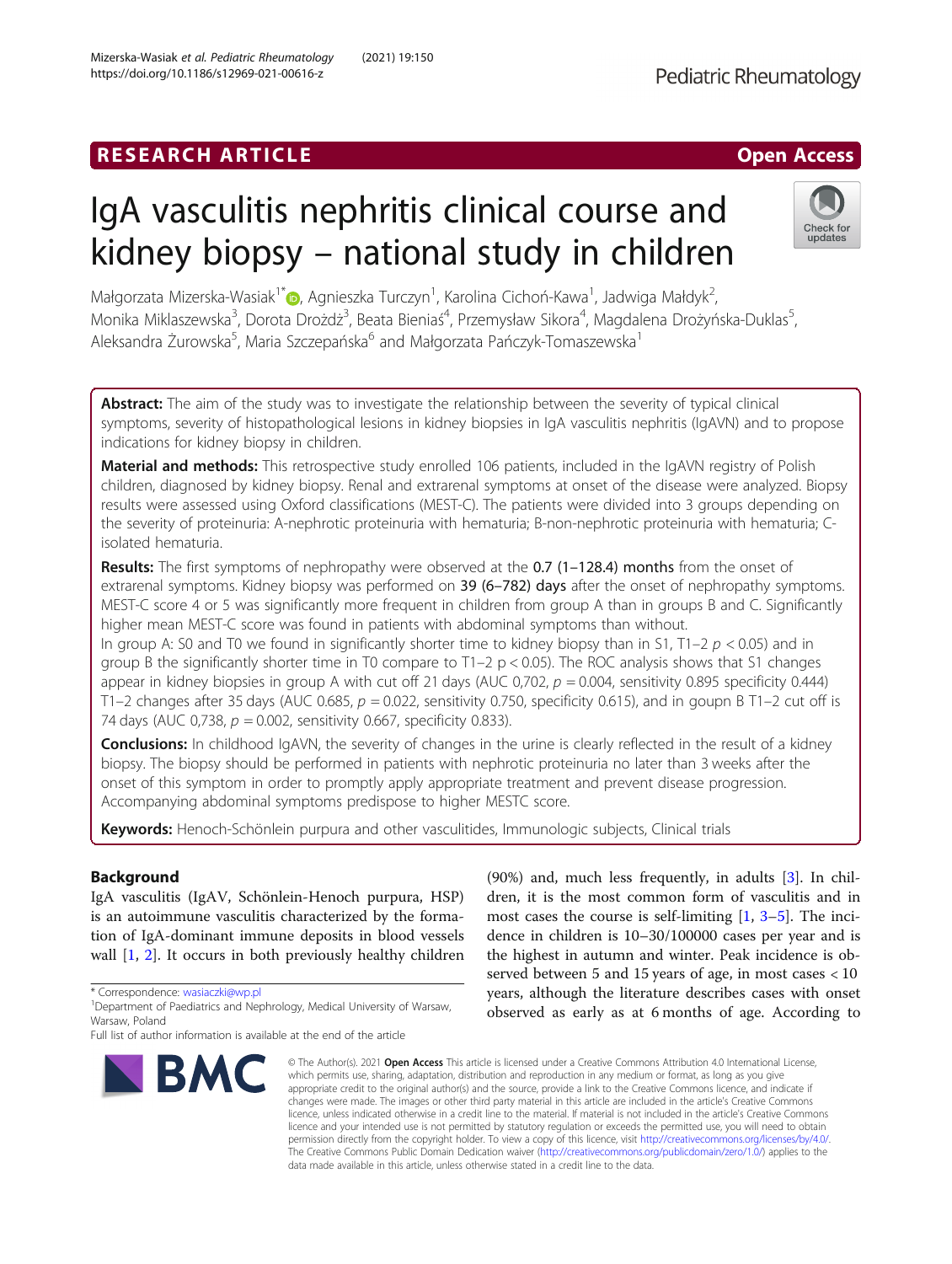RESEARCH ARTICLE

Open Access

# IgA vasculitis nephritis clinical course and kidney biopsy – national study in children

Małgorzata Mizerska-Wasiak[1*], Agnieszka Turczyn[1], Karolina Cichoń-Kawa[1], Jadwiga Małdyk[2], Monika Miklaszewska[3], Dorota Drożdż[3], Beata Bieniaś[4], Przemysław Sikora[4], Magdalena Drożyńska-Duklas[5], Aleksandra Żurowska[5], Maria Szczepańska[6] and Małgorzata Pańczyk-Tomaszewska[1]

**Abstract:** The aim of the study was to investigate the relationship between the severity of typical clinical symptoms, severity of histopathological lesions in kidney biopsies in IgA vasculitis nephritis (IgAVN) and to propose indications for kidney biopsy in children.

**Material and methods:** This retrospective study enrolled 106 patients, included in the IgAVN registry of Polish children, diagnosed by kidney biopsy. Renal and extrarenal symptoms at onset of the disease were analyzed. Biopsy results were assessed using Oxford classifications (MEST-C). The patients were divided into 3 groups depending on the severity of proteinuria: A-nephrotic proteinuria with hematuria; B-non-nephrotic proteinuria with hematuria; C-isolated hematuria.

**Results:** The first symptoms of nephropathy were observed at the 0.7 (1–128.4) months from the onset of extrarenal symptoms. Kidney biopsy was performed on 39 (6–782) days after the onset of nephropathy symptoms. MEST-C score 4 or 5 was significantly more frequent in children from group A than in groups B and C. Significantly higher mean MEST-C score was found in patients with abdominal symptoms than without.

In group A: S0 and T0 we found in significantly shorter time to kidney biopsy than in S1, T1–2 $p < 0.05$) and in group B the significantly shorter time in T0 compare to T1–2 $p < 0.05$). The ROC analysis shows that S1 changes appear in kidney biopsies in group A with cut off 21 days (AUC 0,702, $p = 0.004$, sensitivity 0.895 specificity 0.444) T1–2 changes after 35 days (AUC 0.685, $p = 0.022$, sensitivity 0.750, specificity 0.615), and in goupn B T1–2 cut off is 74 days (AUC 0,738, $p = 0.002$, sensitivity 0.667, specificity 0.833).

**Conclusions:** In childhood IgAVN, the severity of changes in the urine is clearly reflected in the result of a kidney biopsy. The biopsy should be performed in patients with nephrotic proteinuria no later than 3 weeks after the onset of this symptom in order to promptly apply appropriate treatment and prevent disease progression. Accompanying abdominal symptoms predispose to higher MESTC score.

**Keywords:** Henoch-Schönlein purpura and other vasculitides, Immunologic subjects, Clinical trials

## Background

IgA vasculitis (IgAV, Schönlein-Henoch purpura, HSP) is an autoimmune vasculitis characterized by the formation of IgA-dominant immune deposits in blood vessels wall [1, 2]. It occurs in both previously healthy children (90%) and, much less frequently, in adults [3]. In children, it is the most common form of vasculitis and in most cases the course is self-limiting [1, 3–5]. The incidence in children is 10–30/100000 cases per year and is the highest in autumn and winter. Peak incidence is observed between 5 and 15 years of age, in most cases < 10 years, although the literature describes cases with onset observed as early as at 6 months of age. According to

* Correspondence: wasiaczki@wp.pl
[1]Department of Paediatrics and Nephrology, Medical University of Warsaw, Warsaw, Poland
Full list of author information is available at the end of the article

© The Author(s). 2021 **Open Access** This article is licensed under a Creative Commons Attribution 4.0 International License, which permits use, sharing, adaptation, distribution and reproduction in any medium or format, as long as you give appropriate credit to the original author(s) and the source, provide a link to the Creative Commons licence, and indicate if changes were made. The images or other third party material in this article are included in the article's Creative Commons licence, unless indicated otherwise in a credit line to the material. If material is not included in the article's Creative Commons licence and your intended use is not permitted by statutory regulation or exceeds the permitted use, you will need to obtain permission directly from the copyright holder. To view a copy of this licence, visit http://creativecommons.org/licenses/by/4.0/. The Creative Commons Public Domain Dedication waiver (http://creativecommons.org/publicdomain/zero/1.0/) applies to the data made available in this article, unless otherwise stated in a credit line to the data.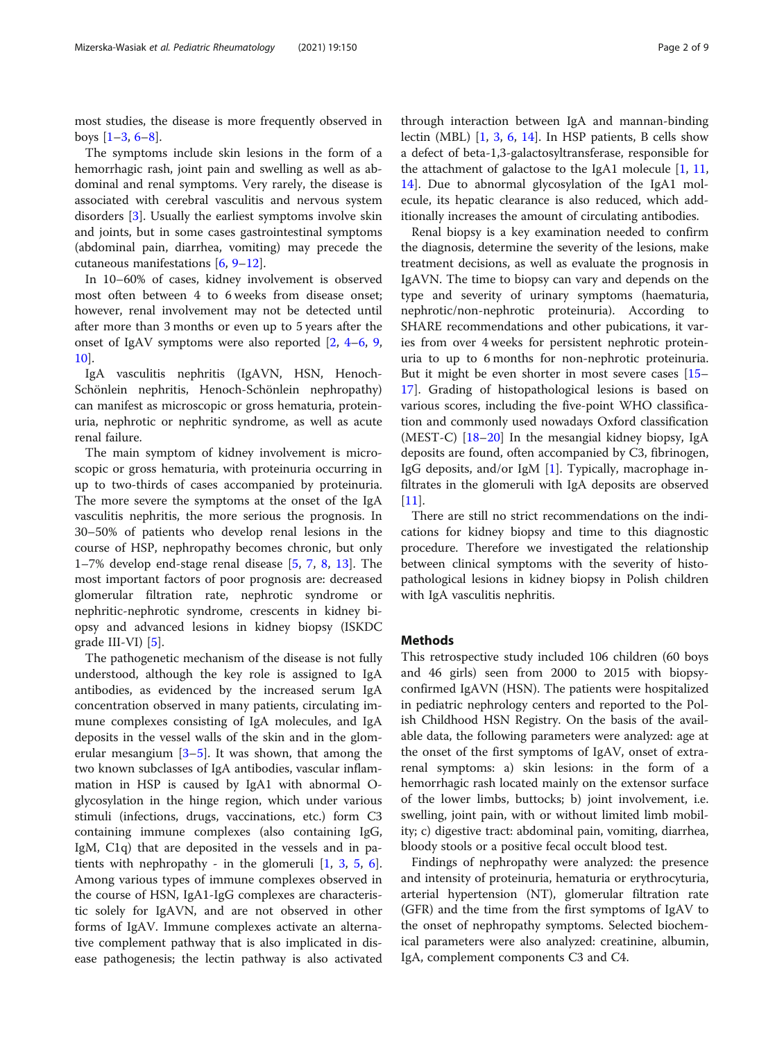most studies, the disease is more frequently observed in boys [1–3, 6–8].

The symptoms include skin lesions in the form of a hemorrhagic rash, joint pain and swelling as well as abdominal and renal symptoms. Very rarely, the disease is associated with cerebral vasculitis and nervous system disorders [3]. Usually the earliest symptoms involve skin and joints, but in some cases gastrointestinal symptoms (abdominal pain, diarrhea, vomiting) may precede the cutaneous manifestations [6, 9–12].

In 10–60% of cases, kidney involvement is observed most often between 4 to 6 weeks from disease onset; however, renal involvement may not be detected until after more than 3 months or even up to 5 years after the onset of IgAV symptoms were also reported [2, 4–6, 9, 10].

IgA vasculitis nephritis (IgAVN, HSN, Henoch-Schönlein nephritis, Henoch-Schönlein nephropathy) can manifest as microscopic or gross hematuria, proteinuria, nephrotic or nephritic syndrome, as well as acute renal failure.

The main symptom of kidney involvement is microscopic or gross hematuria, with proteinuria occurring in up to two-thirds of cases accompanied by proteinuria. The more severe the symptoms at the onset of the IgA vasculitis nephritis, the more serious the prognosis. In 30–50% of patients who develop renal lesions in the course of HSP, nephropathy becomes chronic, but only 1–7% develop end-stage renal disease [5, 7, 8, 13]. The most important factors of poor prognosis are: decreased glomerular filtration rate, nephrotic syndrome or nephritic-nephrotic syndrome, crescents in kidney biopsy and advanced lesions in kidney biopsy (ISKDC grade III-VI) [5].

The pathogenetic mechanism of the disease is not fully understood, although the key role is assigned to IgA antibodies, as evidenced by the increased serum IgA concentration observed in many patients, circulating immune complexes consisting of IgA molecules, and IgA deposits in the vessel walls of the skin and in the glomerular mesangium [3–5]. It was shown, that among the two known subclasses of IgA antibodies, vascular inflammation in HSP is caused by IgA1 with abnormal O-glycosylation in the hinge region, which under various stimuli (infections, drugs, vaccinations, etc.) form C3 containing immune complexes (also containing IgG, IgM, C1q) that are deposited in the vessels and in patients with nephropathy - in the glomeruli [1, 3, 5, 6]. Among various types of immune complexes observed in the course of HSN, IgA1-IgG complexes are characteristic solely for IgAVN, and are not observed in other forms of IgAV. Immune complexes activate an alternative complement pathway that is also implicated in disease pathogenesis; the lectin pathway is also activated through interaction between IgA and mannan-binding lectin (MBL) [1, 3, 6, 14]. In HSP patients, B cells show a defect of beta-1,3-galactosyltransferase, responsible for the attachment of galactose to the IgA1 molecule [1, 11, 14]. Due to abnormal glycosylation of the IgA1 molecule, its hepatic clearance is also reduced, which additionally increases the amount of circulating antibodies.

Renal biopsy is a key examination needed to confirm the diagnosis, determine the severity of the lesions, make treatment decisions, as well as evaluate the prognosis in IgAVN. The time to biopsy can vary and depends on the type and severity of urinary symptoms (haematuria, nephrotic/non-nephrotic proteinuria). According to SHARE recommendations and other pubications, it varies from over 4 weeks for persistent nephrotic proteinuria to up to 6 months for non-nephrotic proteinuria. But it might be even shorter in most severe cases [15–17]. Grading of histopathological lesions is based on various scores, including the five-point WHO classification and commonly used nowadays Oxford classification (MEST-C) [18–20] In the mesangial kidney biopsy, IgA deposits are found, often accompanied by C3, fibrinogen, IgG deposits, and/or IgM [1]. Typically, macrophage infiltrates in the glomeruli with IgA deposits are observed [11].

There are still no strict recommendations on the indications for kidney biopsy and time to this diagnostic procedure. Therefore we investigated the relationship between clinical symptoms with the severity of histopathological lesions in kidney biopsy in Polish children with IgA vasculitis nephritis.

## Methods

This retrospective study included 106 children (60 boys and 46 girls) seen from 2000 to 2015 with biopsy-confirmed IgAVN (HSN). The patients were hospitalized in pediatric nephrology centers and reported to the Polish Childhood HSN Registry. On the basis of the available data, the following parameters were analyzed: age at the onset of the first symptoms of IgAV, onset of extrarenal symptoms: a) skin lesions: in the form of a hemorrhagic rash located mainly on the extensor surface of the lower limbs, buttocks; b) joint involvement, i.e. swelling, joint pain, with or without limited limb mobility; c) digestive tract: abdominal pain, vomiting, diarrhea, bloody stools or a positive fecal occult blood test.

Findings of nephropathy were analyzed: the presence and intensity of proteinuria, hematuria or erythrocyturia, arterial hypertension (NT), glomerular filtration rate (GFR) and the time from the first symptoms of IgAV to the onset of nephropathy symptoms. Selected biochemical parameters were also analyzed: creatinine, albumin, IgA, complement components C3 and C4.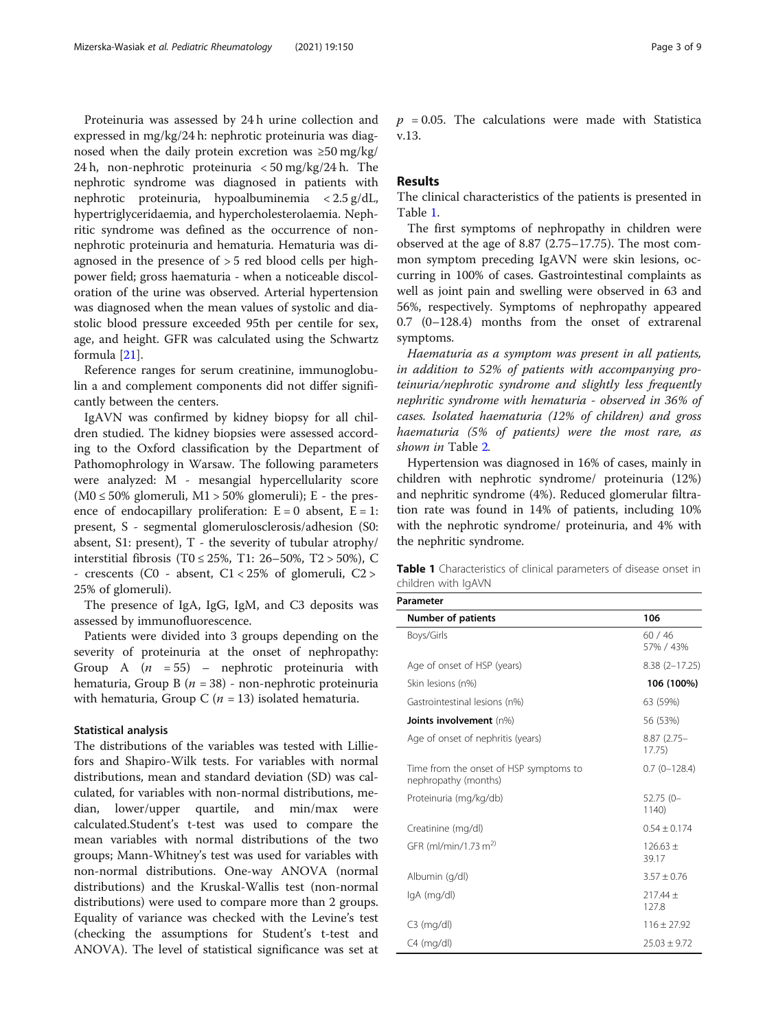Proteinuria was assessed by 24 h urine collection and expressed in mg/kg/24 h: nephrotic proteinuria was diagnosed when the daily protein excretion was ≥50 mg/kg/24 h, non-nephrotic proteinuria < 50 mg/kg/24 h. The nephrotic syndrome was diagnosed in patients with nephrotic proteinuria, hypoalbuminemia < 2.5 g/dL, hypertriglyceridaemia, and hypercholesterolaemia. Nephritic syndrome was defined as the occurrence of non-nephrotic proteinuria and hematuria. Hematuria was diagnosed in the presence of > 5 red blood cells per high-power field; gross haematuria - when a noticeable discoloration of the urine was observed. Arterial hypertension was diagnosed when the mean values of systolic and diastolic blood pressure exceeded 95th per centile for sex, age, and height. GFR was calculated using the Schwartz formula [21].

Reference ranges for serum creatinine, immunoglobulin a and complement components did not differ significantly between the centers.

IgAVN was confirmed by kidney biopsy for all children studied. The kidney biopsies were assessed according to the Oxford classification by the Department of Pathomophrology in Warsaw. The following parameters were analyzed: M - mesangial hypercellularity score (M0 ≤ 50% glomeruli, M1 > 50% glomeruli); E - the presence of endocapillary proliferation: E = 0 absent, E = 1: present, S - segmental glomerulosclerosis/adhesion (S0: absent, S1: present), T - the severity of tubular atrophy/interstitial fibrosis (T0 ≤ 25%, T1: 26–50%, T2 > 50%), C - crescents (C0 - absent, C1 < 25% of glomeruli, C2 > 25% of glomeruli).

The presence of IgA, IgG, IgM, and C3 deposits was assessed by immunofluorescence.

Patients were divided into 3 groups depending on the severity of proteinuria at the onset of nephropathy: Group A ($n$ = 55) – nephrotic proteinuria with hematuria, Group B ($n$ = 38) - non-nephrotic proteinuria with hematuria, Group C ($n$ = 13) isolated hematuria.

### Statistical analysis

The distributions of the variables was tested with Lilliefors and Shapiro-Wilk tests. For variables with normal distributions, mean and standard deviation (SD) was calculated, for variables with non-normal distributions, median, lower/upper quartile, and min/max were calculated.Student's t-test was used to compare the mean variables with normal distributions of the two groups; Mann-Whitney's test was used for variables with non-normal distributions. One-way ANOVA (normal distributions) and the Kruskal-Wallis test (non-normal distributions) were used to compare more than 2 groups. Equality of variance was checked with the Levine's test (checking the assumptions for Student's t-test and ANOVA). The level of statistical significance was set at $p$ = 0.05. The calculations were made with Statistica v.13.

## Results

The clinical characteristics of the patients is presented in Table 1.

The first symptoms of nephropathy in children were observed at the age of 8.87 (2.75–17.75). The most common symptom preceding IgAVN were skin lesions, occurring in 100% of cases. Gastrointestinal complaints as well as joint pain and swelling were observed in 63 and 56%, respectively. Symptoms of nephropathy appeared 0.7 (0–128.4) months from the onset of extrarenal symptoms.

*Haematuria as a symptom was present in all patients, in addition to 52% of patients with accompanying proteinuria/nephrotic syndrome and slightly less frequently nephritic syndrome with hematuria - observed in 36% of cases. Isolated haematuria (12% of children) and gross haematuria (5% of patients) were the most rare, as shown in* Table 2*.*

Hypertension was diagnosed in 16% of cases, mainly in children with nephrotic syndrome/ proteinuria (12%) and nephritic syndrome (4%). Reduced glomerular filtration rate was found in 14% of patients, including 10% with the nephrotic syndrome/ proteinuria, and 4% with the nephritic syndrome.

**Table 1** Characteristics of clinical parameters of disease onset in children with IgAVN

| Parameter | |
|---|---|
| **Number of patients** | **106** |
| Boys/Girls | 60 / 46<br>57% / 43% |
| Age of onset of HSP (years) | 8.38 (2–17.25) |
| Skin lesions (n%) | **106 (100%)** |
| Gastrointestinal lesions (n%) | 63 (59%) |
| **Joints involvement** (n%) | 56 (53%) |
| Age of onset of nephritis (years) | 8.87 (2.75–17.75) |
| Time from the onset of HSP symptoms to nephropathy (months) | 0.7 (0–128.4) |
| Proteinuria (mg/kg/db) | 52.75 (0–1140) |
| Creatinine (mg/dl) | 0.54 ± 0.174 |
| GFR (ml/min/1.73 $m^2$) | 126.63 ± 39.17 |
| Albumin (g/dl) | 3.57 ± 0.76 |
| IgA (mg/dl) | 217.44 ± 127.8 |
| C3 (mg/dl) | 116 ± 27.92 |
| C4 (mg/dl) | 25.03 ± 9.72 |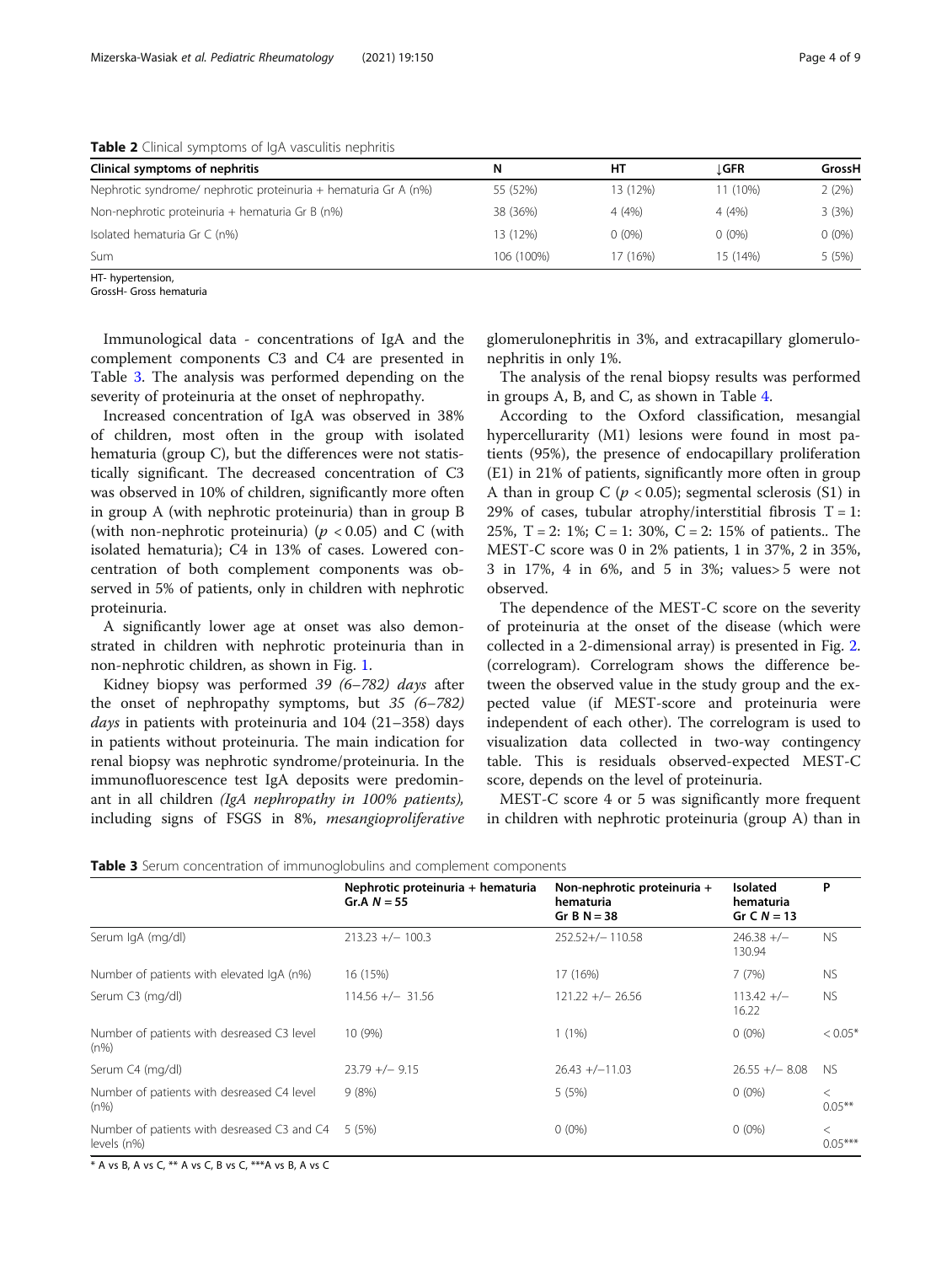**Table 2** Clinical symptoms of IgA vasculitis nephritis

| Clinical symptoms of nephritis | N | HT | ↓GFR | GrossH |
|---|---|---|---|---|
| Nephrotic syndrome/ nephrotic proteinuria + hematuria Gr A (n%) | 55 (52%) | 13 (12%) | 11 (10%) | 2 (2%) |
| Non-nephrotic proteinuria + hematuria Gr B (n%) | 38 (36%) | 4 (4%) | 4 (4%) | 3 (3%) |
| Isolated hematuria Gr C (n%) | 13 (12%) | 0 (0%) | 0 (0%) | 0 (0%) |
| Sum | 106 (100%) | 17 (16%) | 15 (14%) | 5 (5%) |

HT- hypertension,
GrossH- Gross hematuria

Immunological data - concentrations of IgA and the complement components C3 and C4 are presented in Table 3. The analysis was performed depending on the severity of proteinuria at the onset of nephropathy.

Increased concentration of IgA was observed in 38% of children, most often in the group with isolated hematuria (group C), but the differences were not statistically significant. The decreased concentration of C3 was observed in 10% of children, significantly more often in group A (with nephrotic proteinuria) than in group B (with non-nephrotic proteinuria) ($p < 0.05$) and C (with isolated hematuria); C4 in 13% of cases. Lowered concentration of both complement components was observed in 5% of patients, only in children with nephrotic proteinuria.

A significantly lower age at onset was also demonstrated in children with nephrotic proteinuria than in non-nephrotic children, as shown in Fig. 1.

Kidney biopsy was performed *39 (6–782) days* after the onset of nephropathy symptoms, but *35 (6–782) days* in patients with proteinuria and 104 (21–358) days in patients without proteinuria. The main indication for renal biopsy was nephrotic syndrome/proteinuria. In the immunofluorescence test IgA deposits were predominant in all children *(IgA nephropathy in 100% patients),* including signs of FSGS in 8%, *mesangioproliferative* glomerulonephritis in 3%, and extracapillary glomerulonephritis in only 1%.

The analysis of the renal biopsy results was performed in groups A, B, and C, as shown in Table 4.

According to the Oxford classification, mesangial hypercellurarity (M1) lesions were found in most patients (95%), the presence of endocapillary proliferation (E1) in 21% of patients, significantly more often in group A than in group C ($p < 0.05$); segmental sclerosis (S1) in 29% of cases, tubular atrophy/interstitial fibrosis T = 1: 25%, T = 2: 1%; C = 1: 30%, C = 2: 15% of patients.. The MEST-C score was 0 in 2% patients, 1 in 37%, 2 in 35%, 3 in 17%, 4 in 6%, and 5 in 3%; values> 5 were not observed.

The dependence of the MEST-C score on the severity of proteinuria at the onset of the disease (which were collected in a 2-dimensional array) is presented in Fig. 2. (correlogram). Correlogram shows the difference between the observed value in the study group and the expected value (if MEST-score and proteinuria were independent of each other). The correlogram is used to visualization data collected in two-way contingency table. This is residuals observed-expected MEST-C score, depends on the level of proteinuria.

MEST-C score 4 or 5 was significantly more frequent in children with nephrotic proteinuria (group A) than in

**Table 3** Serum concentration of immunoglobulins and complement components

| | Nephrotic proteinuria + hematuria Gr.A N = 55 | Non-nephrotic proteinuria + hematuria Gr B N = 38 | Isolated hematuria Gr C N = 13 | P |
|---|---|---|---|---|
| Serum IgA (mg/dl) | 213.23 +/− 100.3 | 252.52+/− 110.58 | 246.38 +/− 130.94 | NS |
| Number of patients with elevated IgA (n%) | 16 (15%) | 17 (16%) | 7 (7%) | NS |
| Serum C3 (mg/dl) | 114.56 +/− 31.56 | 121.22 +/− 26.56 | 113.42 +/− 16.22 | NS |
| Number of patients with desreased C3 level (n%) | 10 (9%) | 1 (1%) | 0 (0%) | < 0.05* |
| Serum C4 (mg/dl) | 23.79 +/− 9.15 | 26.43 +/−11.03 | 26.55 +/− 8.08 | NS |
| Number of patients with desreased C4 level (n%) | 9 (8%) | 5 (5%) | 0 (0%) | < 0.05** |
| Number of patients with desreased C3 and C4 levels (n%) | 5 (5%) | 0 (0%) | 0 (0%) | < 0.05*** |

\* A vs B, A vs C, ** A vs C, B vs C, ***A vs B, A vs C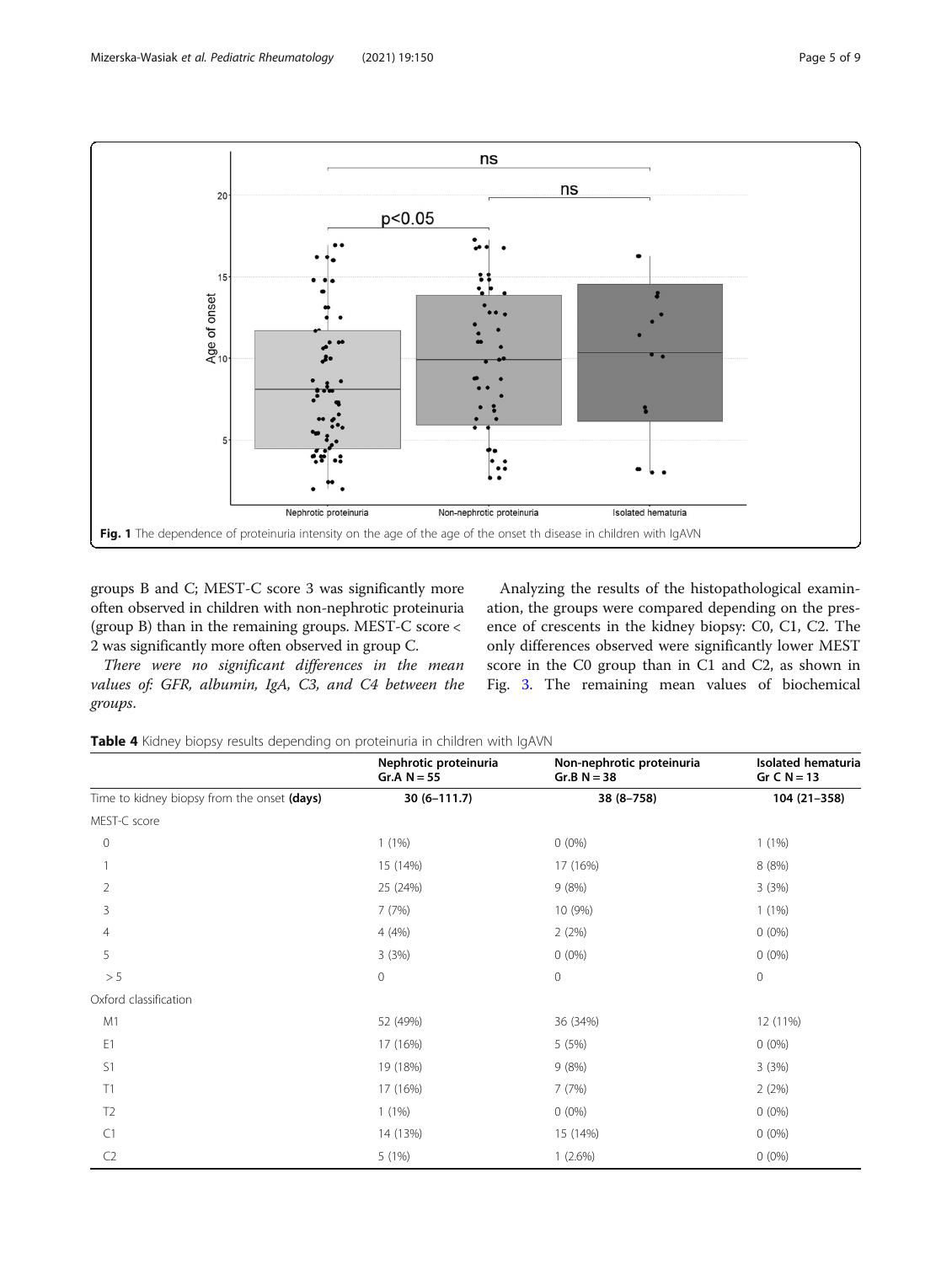Fig. 1 The dependence of proteinuria intensity on the age of the age of the onset th disease in children with IgAVN

groups B and C; MEST-C score 3 was significantly more often observed in children with non-nephrotic proteinuria (group B) than in the remaining groups. MEST-C score < 2 was significantly more often observed in group C.

*There were no significant differences in the mean values of: GFR, albumin, IgA, C3, and C4 between the groups.*

Analyzing the results of the histopathological examination, the groups were compared depending on the presence of crescents in the kidney biopsy: C0, C1, C2. The only differences observed were significantly lower MEST score in the C0 group than in C1 and C2, as shown in Fig. 3. The remaining mean values of biochemical

**Table 4** Kidney biopsy results depending on proteinuria in children with IgAVN

| | Nephrotic proteinuria Gr.A N = 55 | Non-nephrotic proteinuria Gr.B N = 38 | Isolated hematuria Gr C N = 13 |
|---|---|---|---|
| Time to kidney biopsy from the onset **(days)** | 30 (6–111.7) | 38 (8–758) | 104 (21–358) |
| MEST-C score | | | |
| 0 | 1 (1%) | 0 (0%) | 1 (1%) |
| 1 | 15 (14%) | 17 (16%) | 8 (8%) |
| 2 | 25 (24%) | 9 (8%) | 3 (3%) |
| 3 | 7 (7%) | 10 (9%) | 1 (1%) |
| 4 | 4 (4%) | 2 (2%) | 0 (0%) |
| 5 | 3 (3%) | 0 (0%) | 0 (0%) |
| > 5 | 0 | 0 | 0 |
| Oxford classification | | | |
| M1 | 52 (49%) | 36 (34%) | 12 (11%) |
| E1 | 17 (16%) | 5 (5%) | 0 (0%) |
| S1 | 19 (18%) | 9 (8%) | 3 (3%) |
| T1 | 17 (16%) | 7 (7%) | 2 (2%) |
| T2 | 1 (1%) | 0 (0%) | 0 (0%) |
| C1 | 14 (13%) | 15 (14%) | 0 (0%) |
| C2 | 5 (1%) | 1 (2.6%) | 0 (0%) |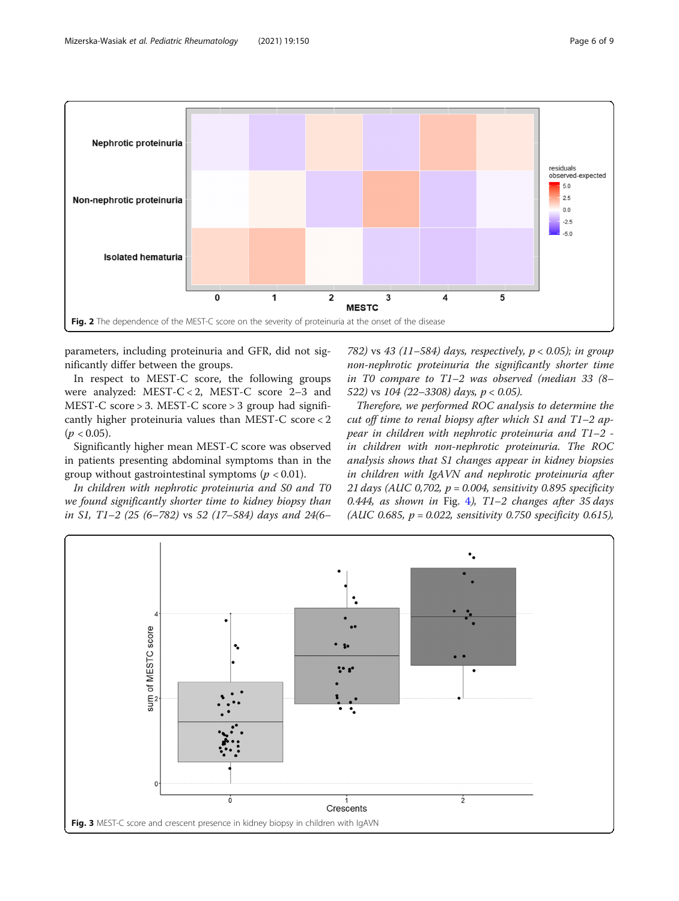Fig. 2 The dependence of the MEST-C score on the severity of proteinuria at the onset of the disease

parameters, including proteinuria and GFR, did not significantly differ between the groups.

In respect to MEST-C score, the following groups were analyzed: MEST-C < 2, MEST-C score 2–3 and MEST-C score > 3. MEST-C score > 3 group had significantly higher proteinuria values than MEST-C score < 2 ($p < 0.05$).

Significantly higher mean MEST-C score was observed in patients presenting abdominal symptoms than in the group without gastrointestinal symptoms ($p < 0.01$).

*In children with nephrotic proteinuria and S0 and T0 we found significantly shorter time to kidney biopsy than in S1, T1–2 (25 (6–782) vs 52 (17–584) days and 24(6–782) vs 43 (11–584) days, respectively, p < 0.05); in group non-nephrotic proteinuria the significantly shorter time in T0 compare to T1–2 was observed (median 33 (8–522) vs 104 (22–3308) days, p < 0.05).*

*Therefore, we performed ROC analysis to determine the cut off time to renal biopsy after which S1 and T1–2 appear in children with nephrotic proteinuria and T1–2 - in children with non-nephrotic proteinuria. The ROC analysis shows that S1 changes appear in kidney biopsies in children with IgAVN and nephrotic proteinuria after 21 days (AUC 0,702, p = 0.004, sensitivity 0.895 specificity 0.444, as shown in* Fig. 4*), T1–2 changes after 35 days (AUC 0.685, p = 0.022, sensitivity 0.750 specificity 0.615),*

Fig. 3 MEST-C score and crescent presence in kidney biopsy in children with IgAVN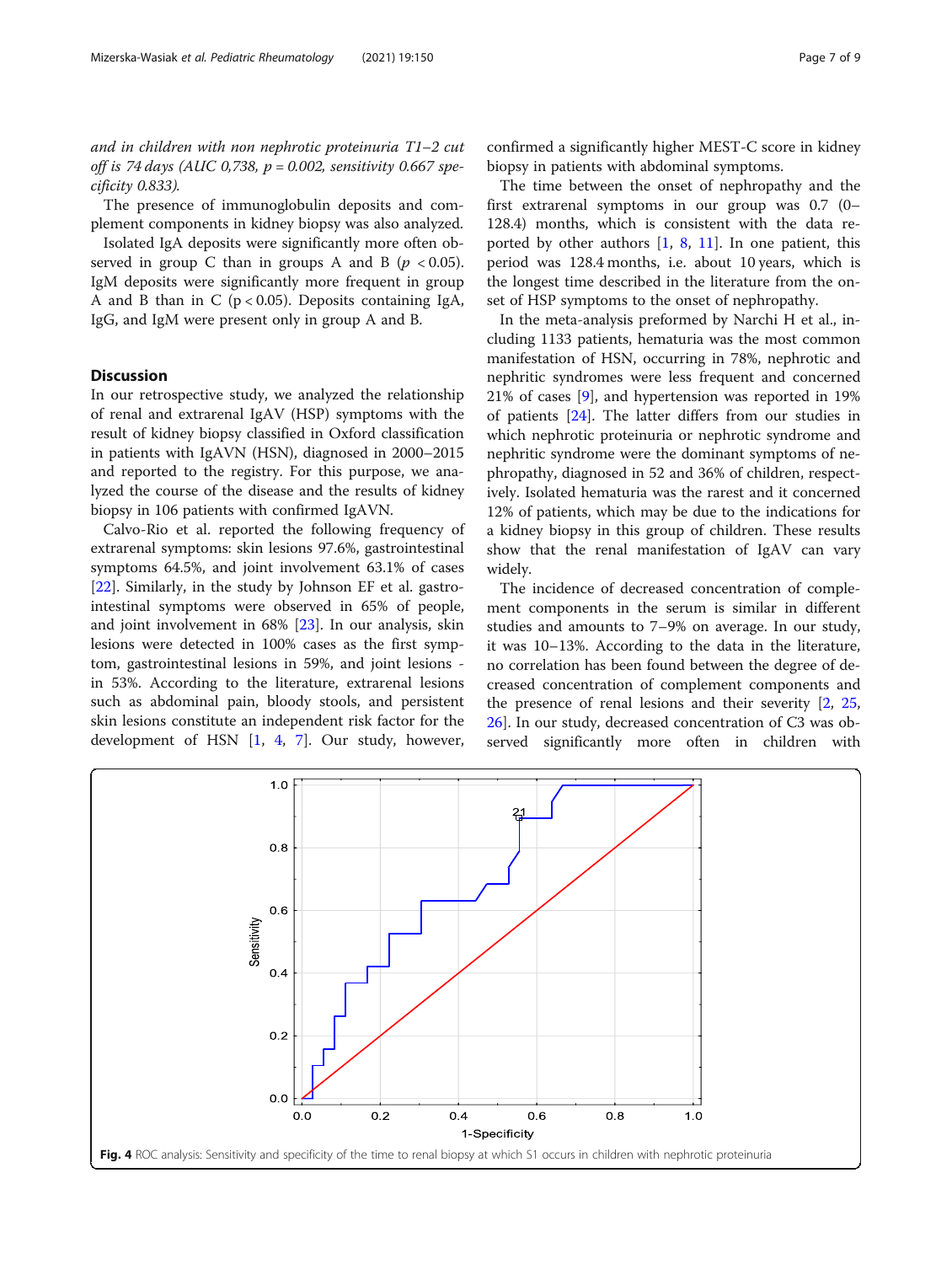*and in children with non nephrotic proteinuria T1–2 cut off is 74 days (AUC 0,738, p = 0.002, sensitivity 0.667 specificity 0.833).*

The presence of immunoglobulin deposits and complement components in kidney biopsy was also analyzed.

Isolated IgA deposits were significantly more often observed in group C than in groups A and B ($p < 0.05$). IgM deposits were significantly more frequent in group A and B than in C ($p < 0.05$). Deposits containing IgA, IgG, and IgM were present only in group A and B.

## Discussion

In our retrospective study, we analyzed the relationship of renal and extrarenal IgAV (HSP) symptoms with the result of kidney biopsy classified in Oxford classification in patients with IgAVN (HSN), diagnosed in 2000–2015 and reported to the registry. For this purpose, we analyzed the course of the disease and the results of kidney biopsy in 106 patients with confirmed IgAVN.

Calvo-Rio et al. reported the following frequency of extrarenal symptoms: skin lesions 97.6%, gastrointestinal symptoms 64.5%, and joint involvement 63.1% of cases [22]. Similarly, in the study by Johnson EF et al. gastrointestinal symptoms were observed in 65% of people, and joint involvement in 68% [23]. In our analysis, skin lesions were detected in 100% cases as the first symptom, gastrointestinal lesions in 59%, and joint lesions - in 53%. According to the literature, extrarenal lesions such as abdominal pain, bloody stools, and persistent skin lesions constitute an independent risk factor for the development of HSN [1, 4, 7]. Our study, however, confirmed a significantly higher MEST-C score in kidney biopsy in patients with abdominal symptoms.

The time between the onset of nephropathy and the first extrarenal symptoms in our group was 0.7 (0–128.4) months, which is consistent with the data reported by other authors [1, 8, 11]. In one patient, this period was 128.4 months, i.e. about 10 years, which is the longest time described in the literature from the onset of HSP symptoms to the onset of nephropathy.

In the meta-analysis preformed by Narchi H et al., including 1133 patients, hematuria was the most common manifestation of HSN, occurring in 78%, nephrotic and nephritic syndromes were less frequent and concerned 21% of cases [9], and hypertension was reported in 19% of patients [24]. The latter differs from our studies in which nephrotic proteinuria or nephrotic syndrome and nephritic syndrome were the dominant symptoms of nephropathy, diagnosed in 52 and 36% of children, respectively. Isolated hematuria was the rarest and it concerned 12% of patients, which may be due to the indications for a kidney biopsy in this group of children. These results show that the renal manifestation of IgAV can vary widely.

The incidence of decreased concentration of complement components in the serum is similar in different studies and amounts to 7–9% on average. In our study, it was 10–13%. According to the data in the literature, no correlation has been found between the degree of decreased concentration of complement components and the presence of renal lesions and their severity [2, 25, 26]. In our study, decreased concentration of C3 was observed significantly more often in children with

**Fig. 4** ROC analysis: Sensitivity and specificity of the time to renal biopsy at which S1 occurs in children with nephrotic proteinuria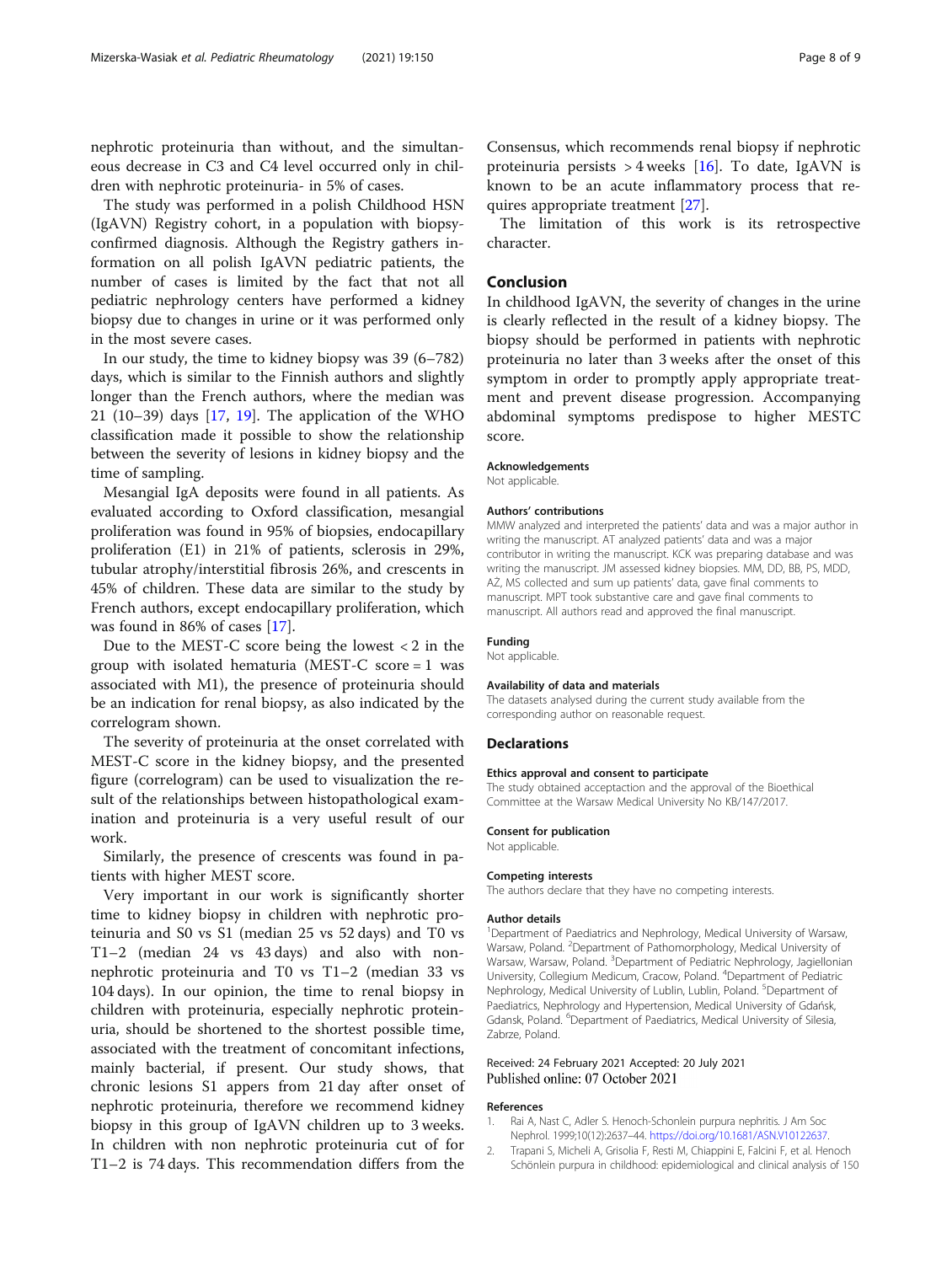nephrotic proteinuria than without, and the simultaneous decrease in C3 and C4 level occurred only in children with nephrotic proteinuria- in 5% of cases.

The study was performed in a polish Childhood HSN (IgAVN) Registry cohort, in a population with biopsy-confirmed diagnosis. Although the Registry gathers information on all polish IgAVN pediatric patients, the number of cases is limited by the fact that not all pediatric nephrology centers have performed a kidney biopsy due to changes in urine or it was performed only in the most severe cases.

In our study, the time to kidney biopsy was 39 (6–782) days, which is similar to the Finnish authors and slightly longer than the French authors, where the median was 21 (10–39) days [17, 19]. The application of the WHO classification made it possible to show the relationship between the severity of lesions in kidney biopsy and the time of sampling.

Mesangial IgA deposits were found in all patients. As evaluated according to Oxford classification, mesangial proliferation was found in 95% of biopsies, endocapillary proliferation (E1) in 21% of patients, sclerosis in 29%, tubular atrophy/interstitial fibrosis 26%, and crescents in 45% of children. These data are similar to the study by French authors, except endocapillary proliferation, which was found in 86% of cases [17].

Due to the MEST-C score being the lowest < 2 in the group with isolated hematuria (MEST-C score = 1 was associated with M1), the presence of proteinuria should be an indication for renal biopsy, as also indicated by the correlogram shown.

The severity of proteinuria at the onset correlated with MEST-C score in the kidney biopsy, and the presented figure (correlogram) can be used to visualization the result of the relationships between histopathological examination and proteinuria is a very useful result of our work.

Similarly, the presence of crescents was found in patients with higher MEST score.

Very important in our work is significantly shorter time to kidney biopsy in children with nephrotic proteinuria and S0 vs S1 (median 25 vs 52 days) and T0 vs T1–2 (median 24 vs 43 days) and also with non-nephrotic proteinuria and T0 vs T1–2 (median 33 vs 104 days). In our opinion, the time to renal biopsy in children with proteinuria, especially nephrotic proteinuria, should be shortened to the shortest possible time, associated with the treatment of concomitant infections, mainly bacterial, if present. Our study shows, that chronic lesions S1 appers from 21 day after onset of nephrotic proteinuria, therefore we recommend kidney biopsy in this group of IgAVN children up to 3 weeks. In children with non nephrotic proteinuria cut of for T1–2 is 74 days. This recommendation differs from the Consensus, which recommends renal biopsy if nephrotic proteinuria persists > 4 weeks [16]. To date, IgAVN is known to be an acute inflammatory process that requires appropriate treatment [27].

The limitation of this work is its retrospective character.

## Conclusion

In childhood IgAVN, the severity of changes in the urine is clearly reflected in the result of a kidney biopsy. The biopsy should be performed in patients with nephrotic proteinuria no later than 3 weeks after the onset of this symptom in order to promptly apply appropriate treatment and prevent disease progression. Accompanying abdominal symptoms predispose to higher MESTC score.

#### Acknowledgements

Not applicable.

#### Authors' contributions

MMW analyzed and interpreted the patients' data and was a major author in writing the manuscript. AT analyzed patients' data and was a major contributor in writing the manuscript. KCK was preparing database and was writing the manuscript. JM assessed kidney biopsies. MM, DD, BB, PS, MDD, AZ, MS collected and sum up patients' data, gave final comments to manuscript. MPT took substantive care and gave final comments to manuscript. All authors read and approved the final manuscript.

#### Funding

Not applicable.

#### Availability of data and materials

The datasets analysed during the current study available from the corresponding author on reasonable request.

## Declarations

#### Ethics approval and consent to participate

The study obtained acceptaction and the approval of the Bioethical Committee at the Warsaw Medical University No KB/147/2017.

#### Consent for publication

Not applicable.

#### Competing interests

The authors declare that they have no competing interests.

#### Author details

[1]Department of Paediatrics and Nephrology, Medical University of Warsaw, Warsaw, Poland. [2]Department of Pathomorphology, Medical University of Warsaw, Warsaw, Poland. [3]Department of Pediatric Nephrology, Jagiellonian University, Collegium Medicum, Cracow, Poland. [4]Department of Pediatric Nephrology, Medical University of Lublin, Lublin, Poland. [5]Department of Paediatrics, Nephrology and Hypertension, Medical University of Gdańsk, Gdansk, Poland. [6]Department of Paediatrics, Medical University of Silesia, Zabrze, Poland.

Received: 24 February 2021 Accepted: 20 July 2021
Published online: 07 October 2021

## References

1. Rai A, Nast C, Adler S. Henoch-Schonlein purpura nephritis. J Am Soc Nephrol. 1999;10(12):2637–44. https://doi.org/10.1681/ASN.V10122637.
2. Trapani S, Micheli A, Grisolia F, Resti M, Chiappini E, Falcini F, et al. Henoch Schönlein purpura in childhood: epidemiological and clinical analysis of 150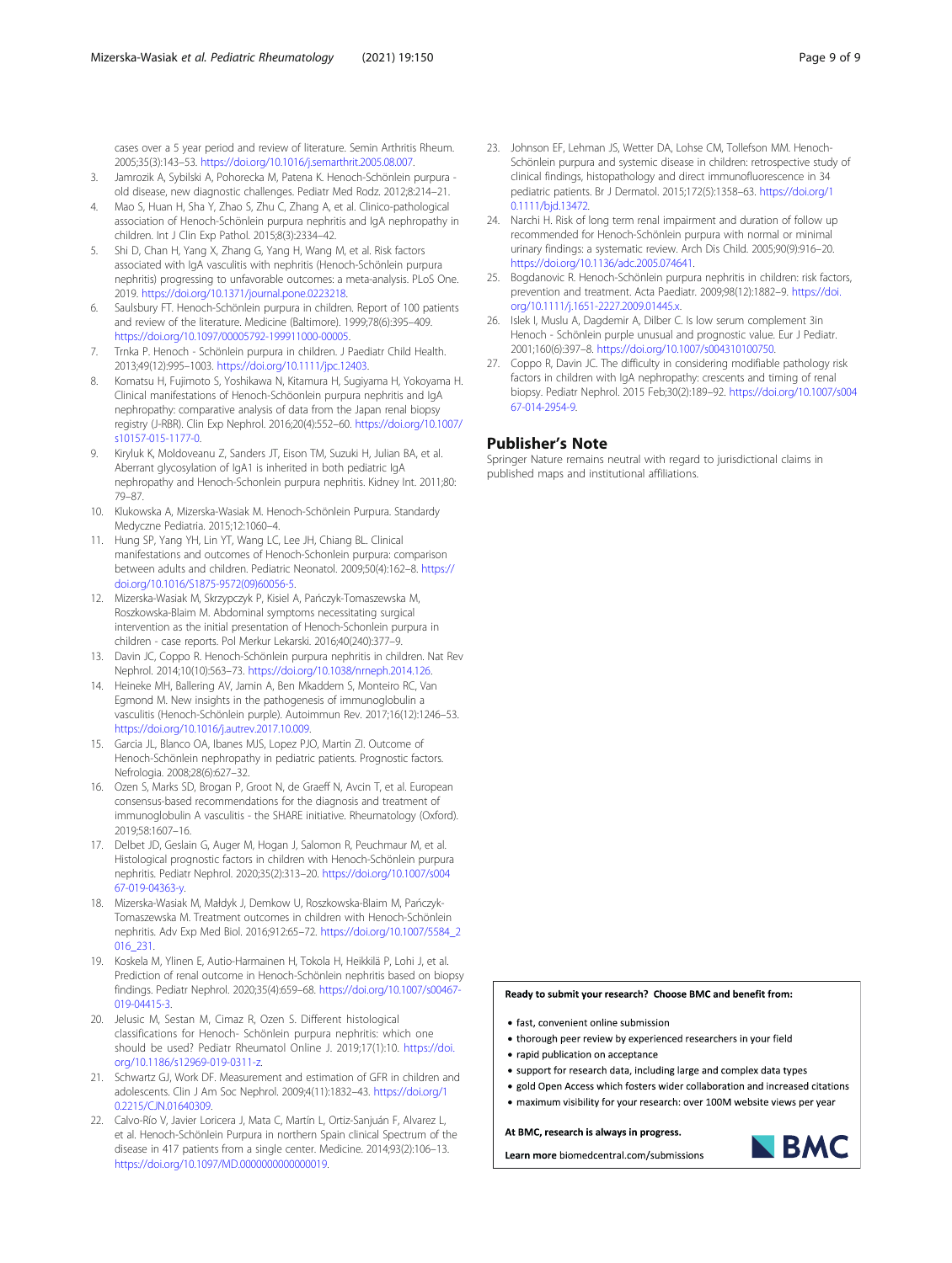cases over a 5 year period and review of literature. Semin Arthritis Rheum. 2005;35(3):143–53. https://doi.org/10.1016/j.semarthrit.2005.08.007.

3. Jamrozik A, Sybilski A, Pohorecka M, Patena K. Henoch-Schönlein purpura - old disease, new diagnostic challenges. Pediatr Med Rodz. 2012;8:214–21.
4. Mao S, Huan H, Sha Y, Zhao S, Zhu C, Zhang A, et al. Clinico-pathological association of Henoch-Schönlein purpura nephritis and IgA nephropathy in children. Int J Clin Exp Pathol. 2015;8(3):2334–42.
5. Shi D, Chan H, Yang X, Zhang G, Yang H, Wang M, et al. Risk factors associated with IgA vasculitis with nephritis (Henoch-Schönlein purpura nephritis) progressing to unfavorable outcomes: a meta-analysis. PLoS One. 2019. https://doi.org/10.1371/journal.pone.0223218.
6. Saulsbury FT. Henoch-Schönlein purpura in children. Report of 100 patients and review of the literature. Medicine (Baltimore). 1999;78(6):395–409. https://doi.org/10.1097/00005792-199911000-00005.
7. Trnka P. Henoch - Schönlein purpura in children. J Paediatr Child Health. 2013;49(12):995–1003. https://doi.org/10.1111/jpc.12403.
8. Komatsu H, Fujimoto S, Yoshikawa N, Kitamura H, Sugiyama H, Yokoyama H. Clinical manifestations of Henoch-Schöonlein purpura nephritis and IgA nephropathy: comparative analysis of data from the Japan renal biopsy registry (J-RBR). Clin Exp Nephrol. 2016;20(4):552–60. https://doi.org/10.1007/s10157-015-1177-0.
9. Kiryluk K, Moldoveanu Z, Sanders JT, Eison TM, Suzuki H, Julian BA, et al. Aberrant glycosylation of IgA1 is inherited in both pediatric IgA nephropathy and Henoch-Schonlein purpura nephritis. Kidney Int. 2011;80:79–87.
10. Klukowska A, Mizerska-Wasiak M. Henoch-Schönlein Purpura. Standardy Medyczne Pediatria. 2015;12:1060–4.
11. Hung SP, Yang YH, Lin YT, Wang LC, Lee JH, Chiang BL. Clinical manifestations and outcomes of Henoch-Schonlein purpura: comparison between adults and children. Pediatric Neonatol. 2009;50(4):162–8. https://doi.org/10.1016/S1875-9572(09)60056-5.
12. Mizerska-Wasiak M, Skrzypczyk P, Kisiel A, Pańczyk-Tomaszewska M, Roszkowska-Blaim M. Abdominal symptoms necessitating surgical intervention as the initial presentation of Henoch-Schonlein purpura in children - case reports. Pol Merkur Lekarski. 2016;40(240):377–9.
13. Davin JC, Coppo R. Henoch-Schönlein purpura nephritis in children. Nat Rev Nephrol. 2014;10(10):563–73. https://doi.org/10.1038/nrneph.2014.126.
14. Heineke MH, Ballering AV, Jamin A, Ben Mkaddem S, Monteiro RC, Van Egmond M. New insights in the pathogenesis of immunoglobulin a vasculitis (Henoch-Schönlein purple). Autoimmun Rev. 2017;16(12):1246–53. https://doi.org/10.1016/j.autrev.2017.10.009.
15. Garcia JL, Blanco OA, Ibanes MJS, Lopez PJO, Martin ZI. Outcome of Henoch-Schönlein nephropathy in pediatric patients. Prognostic factors. Nefrologia. 2008;28(6):627–32.
16. Ozen S, Marks SD, Brogan P, Groot N, de Graeff N, Avcin T, et al. European consensus-based recommendations for the diagnosis and treatment of immunoglobulin A vasculitis - the SHARE initiative. Rheumatology (Oxford). 2019;58:1607–16.
17. Delbet JD, Geslain G, Auger M, Hogan J, Salomon R, Peuchmaur M, et al. Histological prognostic factors in children with Henoch-Schönlein purpura nephritis. Pediatr Nephrol. 2020;35(2):313–20. https://doi.org/10.1007/s00467-019-04363-y.
18. Mizerska-Wasiak M, Małdyk J, Demkow U, Roszkowska-Blaim M, Pańczyk-Tomaszewska M. Treatment outcomes in children with Henoch-Schönlein nephritis. Adv Exp Med Biol. 2016;912:65–72. https://doi.org/10.1007/5584_2016_231.
19. Koskela M, Ylinen E, Autio-Harmainen H, Tokola H, Heikkilä P, Lohi J, et al. Prediction of renal outcome in Henoch-Schönlein nephritis based on biopsy findings. Pediatr Nephrol. 2020;35(4):659–68. https://doi.org/10.1007/s00467-019-04415-3.
20. Jelusic M, Sestan M, Cimaz R, Ozen S. Different histological classifications for Henoch- Schönlein purpura nephritis: which one should be used? Pediatr Rheumatol Online J. 2019;17(1):10. https://doi.org/10.1186/s12969-019-0311-z.
21. Schwartz GJ, Work DF. Measurement and estimation of GFR in children and adolescents. Clin J Am Soc Nephrol. 2009;4(11):1832–43. https://doi.org/10.2215/CJN.01640309.
22. Calvo-Río V, Javier Loricera J, Mata C, Martín L, Ortiz-Sanjuán F, Alvarez L, et al. Henoch-Schönlein Purpura in northern Spain clinical Spectrum of the disease in 417 patients from a single center. Medicine. 2014;93(2):106–13. https://doi.org/10.1097/MD.0000000000000019.
23. Johnson EF, Lehman JS, Wetter DA, Lohse CM, Tollefson MM. Henoch-Schönlein purpura and systemic disease in children: retrospective study of clinical findings, histopathology and direct immunofluorescence in 34 pediatric patients. Br J Dermatol. 2015;172(5):1358–63. https://doi.org/10.1111/bjd.13472.
24. Narchi H. Risk of long term renal impairment and duration of follow up recommended for Henoch-Schönlein purpura with normal or minimal urinary findings: a systematic review. Arch Dis Child. 2005;90(9):916–20. https://doi.org/10.1136/adc.2005.074641.
25. Bogdanovic R. Henoch-Schönlein purpura nephritis in children: risk factors, prevention and treatment. Acta Paediatr. 2009;98(12):1882–9. https://doi.org/10.1111/j.1651-2227.2009.01445.x.
26. Islek I, Muslu A, Dagdemir A, Dilber C. Is low serum complement 3in Henoch - Schönlein purple unusual and prognostic value. Eur J Pediatr. 2001;160(6):397–8. https://doi.org/10.1007/s004310100750.
27. Coppo R, Davin JC. The difficulty in considering modifiable pathology risk factors in children with IgA nephropathy: crescents and timing of renal biopsy. Pediatr Nephrol. 2015 Feb;30(2):189–92. https://doi.org/10.1007/s00467-014-2954-9.

## Publisher's Note

Springer Nature remains neutral with regard to jurisdictional claims in published maps and institutional affiliations.

**Ready to submit your research? Choose BMC and benefit from:**

- fast, convenient online submission
- thorough peer review by experienced researchers in your field
- rapid publication on acceptance
- support for research data, including large and complex data types
- gold Open Access which fosters wider collaboration and increased citations
- maximum visibility for your research: over 100M website views per year

**At BMC, research is always in progress.**

**Learn more** biomedcentral.com/submissions